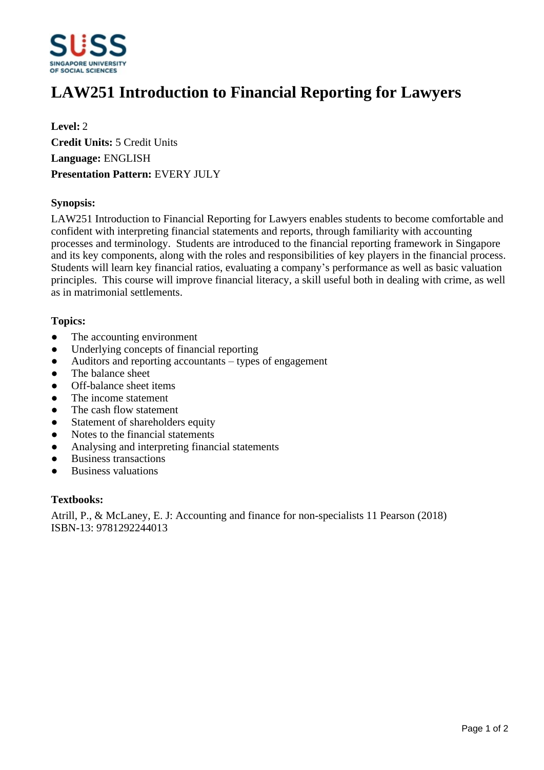# LAW251 Introduction to Financial Reporting for Lawyers

**Level:** 2
**Credit Units:** 5 Credit Units
**Language:** ENGLISH
**Presentation Pattern:** EVERY JULY

### Synopsis:

LAW251 Introduction to Financial Reporting for Lawyers enables students to become comfortable and confident with interpreting financial statements and reports, through familiarity with accounting processes and terminology. Students are introduced to the financial reporting framework in Singapore and its key components, along with the roles and responsibilities of key players in the financial process. Students will learn key financial ratios, evaluating a company's performance as well as basic valuation principles. This course will improve financial literacy, a skill useful both in dealing with crime, as well as in matrimonial settlements.

### Topics:

- The accounting environment
- Underlying concepts of financial reporting
- Auditors and reporting accountants – types of engagement
- The balance sheet
- Off-balance sheet items
- The income statement
- The cash flow statement
- Statement of shareholders equity
- Notes to the financial statements
- Analysing and interpreting financial statements
- Business transactions
- Business valuations

### Textbooks:

Atrill, P., & McLaney, E. J: Accounting and finance for non-specialists 11 Pearson (2018)
ISBN-13: 9781292244013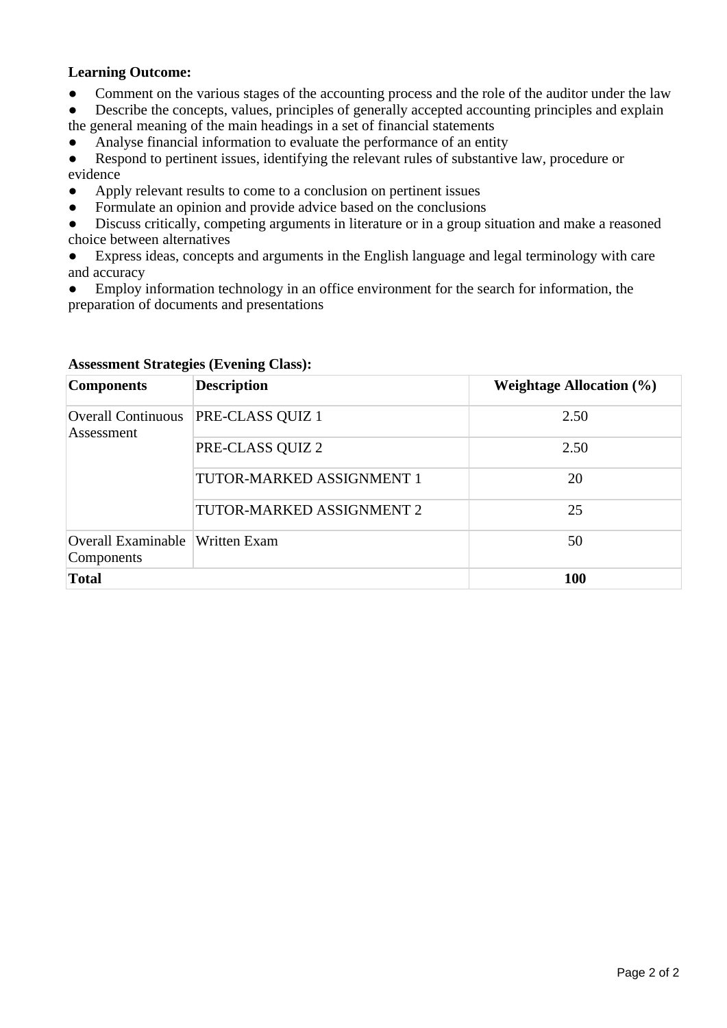**Learning Outcome:**

- Comment on the various stages of the accounting process and the role of the auditor under the law
- Describe the concepts, values, principles of generally accepted accounting principles and explain the general meaning of the main headings in a set of financial statements
- Analyse financial information to evaluate the performance of an entity
- Respond to pertinent issues, identifying the relevant rules of substantive law, procedure or evidence
- Apply relevant results to come to a conclusion on pertinent issues
- Formulate an opinion and provide advice based on the conclusions
- Discuss critically, competing arguments in literature or in a group situation and make a reasoned choice between alternatives
- Express ideas, concepts and arguments in the English language and legal terminology with care and accuracy
- Employ information technology in an office environment for the search for information, the preparation of documents and presentations

**Assessment Strategies (Evening Class):**

| **Components** | **Description** | **Weightage Allocation (%)** |
|---|---|---|
| Overall Continuous Assessment | PRE-CLASS QUIZ 1 | 2.50 |
| | PRE-CLASS QUIZ 2 | 2.50 |
| | TUTOR-MARKED ASSIGNMENT 1 | 20 |
| | TUTOR-MARKED ASSIGNMENT 2 | 25 |
| Overall Examinable Components | Written Exam | 50 |
| **Total** | | **100** |